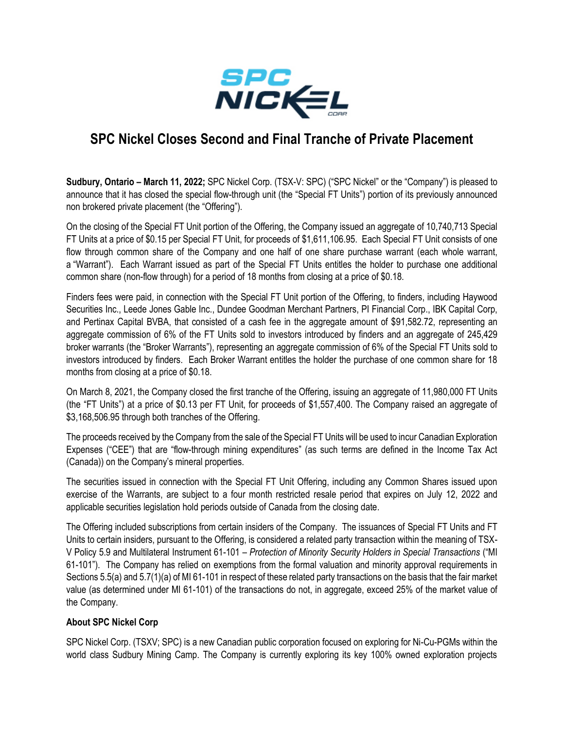# SPC Nickel Closes Second and Final Tranche of Private Placement

**Sudbury, Ontario – March 11, 2022;** SPC Nickel Corp. (TSX-V: SPC) ("SPC Nickel" or the "Company") is pleased to announce that it has closed the special flow-through unit (the "Special FT Units") portion of its previously announced non brokered private placement (the "Offering").

On the closing of the Special FT Unit portion of the Offering, the Company issued an aggregate of 10,740,713 Special FT Units at a price of $0.15 per Special FT Unit, for proceeds of $1,611,106.95. Each Special FT Unit consists of one flow through common share of the Company and one half of one share purchase warrant (each whole warrant, a "Warrant"). Each Warrant issued as part of the Special FT Units entitles the holder to purchase one additional common share (non-flow through) for a period of 18 months from closing at a price of $0.18.

Finders fees were paid, in connection with the Special FT Unit portion of the Offering, to finders, including Haywood Securities Inc., Leede Jones Gable Inc., Dundee Goodman Merchant Partners, PI Financial Corp., IBK Capital Corp, and Pertinax Capital BVBA, that consisted of a cash fee in the aggregate amount of $91,582.72, representing an aggregate commission of 6% of the FT Units sold to investors introduced by finders and an aggregate of 245,429 broker warrants (the "Broker Warrants"), representing an aggregate commission of 6% of the Special FT Units sold to investors introduced by finders. Each Broker Warrant entitles the holder the purchase of one common share for 18 months from closing at a price of $0.18.

On March 8, 2021, the Company closed the first tranche of the Offering, issuing an aggregate of 11,980,000 FT Units (the "FT Units") at a price of $0.13 per FT Unit, for proceeds of $1,557,400. The Company raised an aggregate of $3,168,506.95 through both tranches of the Offering.

The proceeds received by the Company from the sale of the Special FT Units will be used to incur Canadian Exploration Expenses ("CEE") that are "flow-through mining expenditures" (as such terms are defined in the Income Tax Act (Canada)) on the Company's mineral properties.

The securities issued in connection with the Special FT Unit Offering, including any Common Shares issued upon exercise of the Warrants, are subject to a four month restricted resale period that expires on July 12, 2022 and applicable securities legislation hold periods outside of Canada from the closing date.

The Offering included subscriptions from certain insiders of the Company. The issuances of Special FT Units and FT Units to certain insiders, pursuant to the Offering, is considered a related party transaction within the meaning of TSX-V Policy 5.9 and Multilateral Instrument 61-101 – *Protection of Minority Security Holders in Special Transactions* ("MI 61-101"). The Company has relied on exemptions from the formal valuation and minority approval requirements in Sections 5.5(a) and 5.7(1)(a) of MI 61-101 in respect of these related party transactions on the basis that the fair market value (as determined under MI 61-101) of the transactions do not, in aggregate, exceed 25% of the market value of the Company.

**About SPC Nickel Corp**

SPC Nickel Corp. (TSXV; SPC) is a new Canadian public corporation focused on exploring for Ni-Cu-PGMs within the world class Sudbury Mining Camp. The Company is currently exploring its key 100% owned exploration projects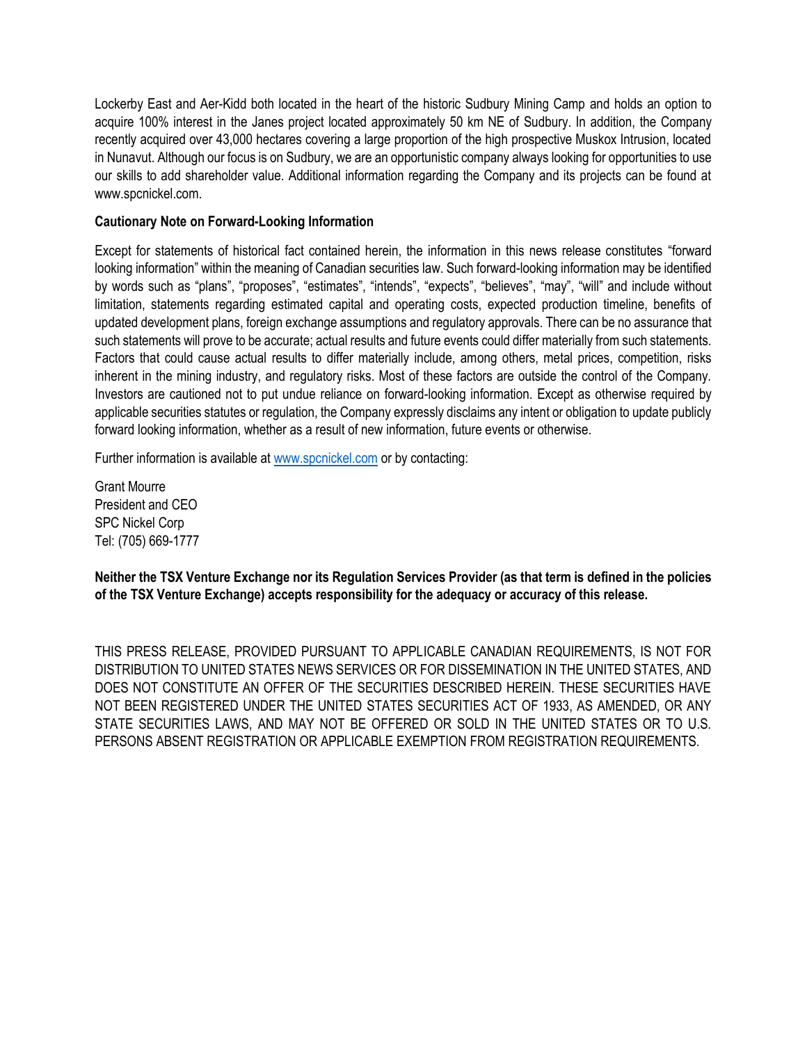Lockerby East and Aer-Kidd both located in the heart of the historic Sudbury Mining Camp and holds an option to acquire 100% interest in the Janes project located approximately 50 km NE of Sudbury. In addition, the Company recently acquired over 43,000 hectares covering a large proportion of the high prospective Muskox Intrusion, located in Nunavut. Although our focus is on Sudbury, we are an opportunistic company always looking for opportunities to use our skills to add shareholder value. Additional information regarding the Company and its projects can be found at www.spcnickel.com.

**Cautionary Note on Forward-Looking Information**

Except for statements of historical fact contained herein, the information in this news release constitutes "forward looking information" within the meaning of Canadian securities law. Such forward-looking information may be identified by words such as "plans", "proposes", "estimates", "intends", "expects", "believes", "may", "will" and include without limitation, statements regarding estimated capital and operating costs, expected production timeline, benefits of updated development plans, foreign exchange assumptions and regulatory approvals. There can be no assurance that such statements will prove to be accurate; actual results and future events could differ materially from such statements. Factors that could cause actual results to differ materially include, among others, metal prices, competition, risks inherent in the mining industry, and regulatory risks. Most of these factors are outside the control of the Company. Investors are cautioned not to put undue reliance on forward-looking information. Except as otherwise required by applicable securities statutes or regulation, the Company expressly disclaims any intent or obligation to update publicly forward looking information, whether as a result of new information, future events or otherwise.

Further information is available at www.spcnickel.com or by contacting:

Grant Mourre
President and CEO
SPC Nickel Corp
Tel: (705) 669-1777

**Neither the TSX Venture Exchange nor its Regulation Services Provider (as that term is defined in the policies of the TSX Venture Exchange) accepts responsibility for the adequacy or accuracy of this release.**

THIS PRESS RELEASE, PROVIDED PURSUANT TO APPLICABLE CANADIAN REQUIREMENTS, IS NOT FOR DISTRIBUTION TO UNITED STATES NEWS SERVICES OR FOR DISSEMINATION IN THE UNITED STATES, AND DOES NOT CONSTITUTE AN OFFER OF THE SECURITIES DESCRIBED HEREIN. THESE SECURITIES HAVE NOT BEEN REGISTERED UNDER THE UNITED STATES SECURITIES ACT OF 1933, AS AMENDED, OR ANY STATE SECURITIES LAWS, AND MAY NOT BE OFFERED OR SOLD IN THE UNITED STATES OR TO U.S. PERSONS ABSENT REGISTRATION OR APPLICABLE EXEMPTION FROM REGISTRATION REQUIREMENTS.